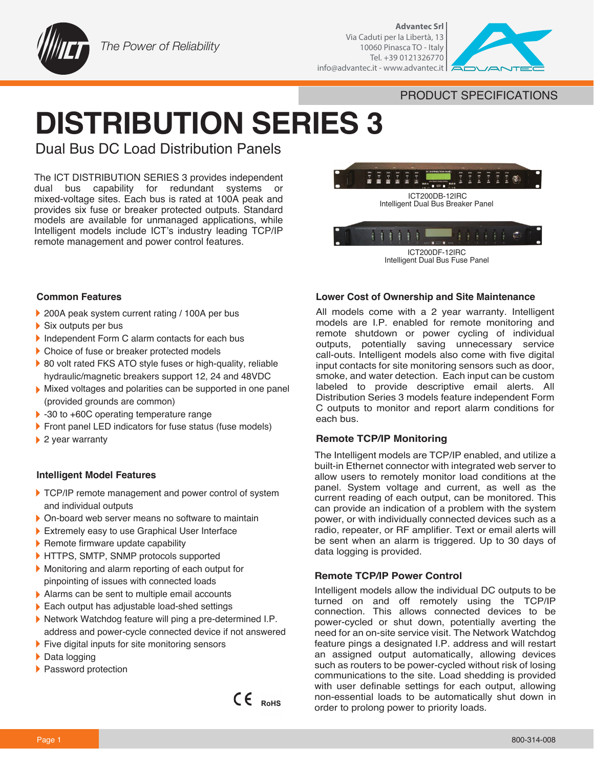The Power of Reliability

**Advantec Srl**
Via Caduti per la Libertà, 13
10060 Pinasca TO - Italy
Tel. +39 0121326770
info@advantec.it - www.advantec.it

PRODUCT SPECIFICATIONS

# DISTRIBUTION SERIES 3

## Dual Bus DC Load Distribution Panels

The ICT DISTRIBUTION SERIES 3 provides independent dual bus capability for redundant systems or mixed-voltage sites. Each bus is rated at 100A peak and provides six fuse or breaker protected outputs. Standard models are available for unmanaged applications, while Intelligent models include ICT's industry leading TCP/IP remote management and power control features.

ICT200DB-12IRC
Intelligent Dual Bus Breaker Panel

ICT200DF-12IRC
Intelligent Dual Bus Fuse Panel

### Common Features

- 200A peak system current rating / 100A per bus
- Six outputs per bus
- Independent Form C alarm contacts for each bus
- Choice of fuse or breaker protected models
- 80 volt rated FKS ATO style fuses or high-quality, reliable hydraulic/magnetic breakers support 12, 24 and 48VDC
- Mixed voltages and polarities can be supported in one panel (provided grounds are common)
- -30 to +60C operating temperature range
- Front panel LED indicators for fuse status (fuse models)
- 2 year warranty

### Intelligent Model Features

- TCP/IP remote management and power control of system and individual outputs
- On-board web server means no software to maintain
- Extremely easy to use Graphical User Interface
- Remote firmware update capability
- HTTPS, SMTP, SNMP protocols supported
- Monitoring and alarm reporting of each output for pinpointing of issues with connected loads
- Alarms can be sent to multiple email accounts
- Each output has adjustable load-shed settings
- Network Watchdog feature will ping a pre-determined I.P. address and power-cycle connected device if not answered
- Five digital inputs for site monitoring sensors
- Data logging
- Password protection

CE RoHS

### Lower Cost of Ownership and Site Maintenance

All models come with a 2 year warranty. Intelligent models are I.P. enabled for remote monitoring and remote shutdown or power cycling of individual outputs, potentially saving unnecessary service call-outs. Intelligent models also come with five digital input contacts for site monitoring sensors such as door, smoke, and water detection. Each input can be custom labeled to provide descriptive email alerts. All Distribution Series 3 models feature independent Form C outputs to monitor and report alarm conditions for each bus.

### Remote TCP/IP Monitoring

The Intelligent models are TCP/IP enabled, and utilize a built-in Ethernet connector with integrated web server to allow users to remotely monitor load conditions at the panel. System voltage and current, as well as the current reading of each output, can be monitored. This can provide an indication of a problem with the system power, or with individually connected devices such as a radio, repeater, or RF amplifier. Text or email alerts will be sent when an alarm is triggered. Up to 30 days of data logging is provided.

### Remote TCP/IP Power Control

Intelligent models allow the individual DC outputs to be turned on and off remotely using the TCP/IP connection. This allows connected devices to be power-cycled or shut down, potentially averting the need for an on-site service visit. The Network Watchdog feature pings a designated I.P. address and will restart an assigned output automatically, allowing devices such as routers to be power-cycled without risk of losing communications to the site. Load shedding is provided with user definable settings for each output, allowing non-essential loads to be automatically shut down in order to prolong power to priority loads.

800-314-008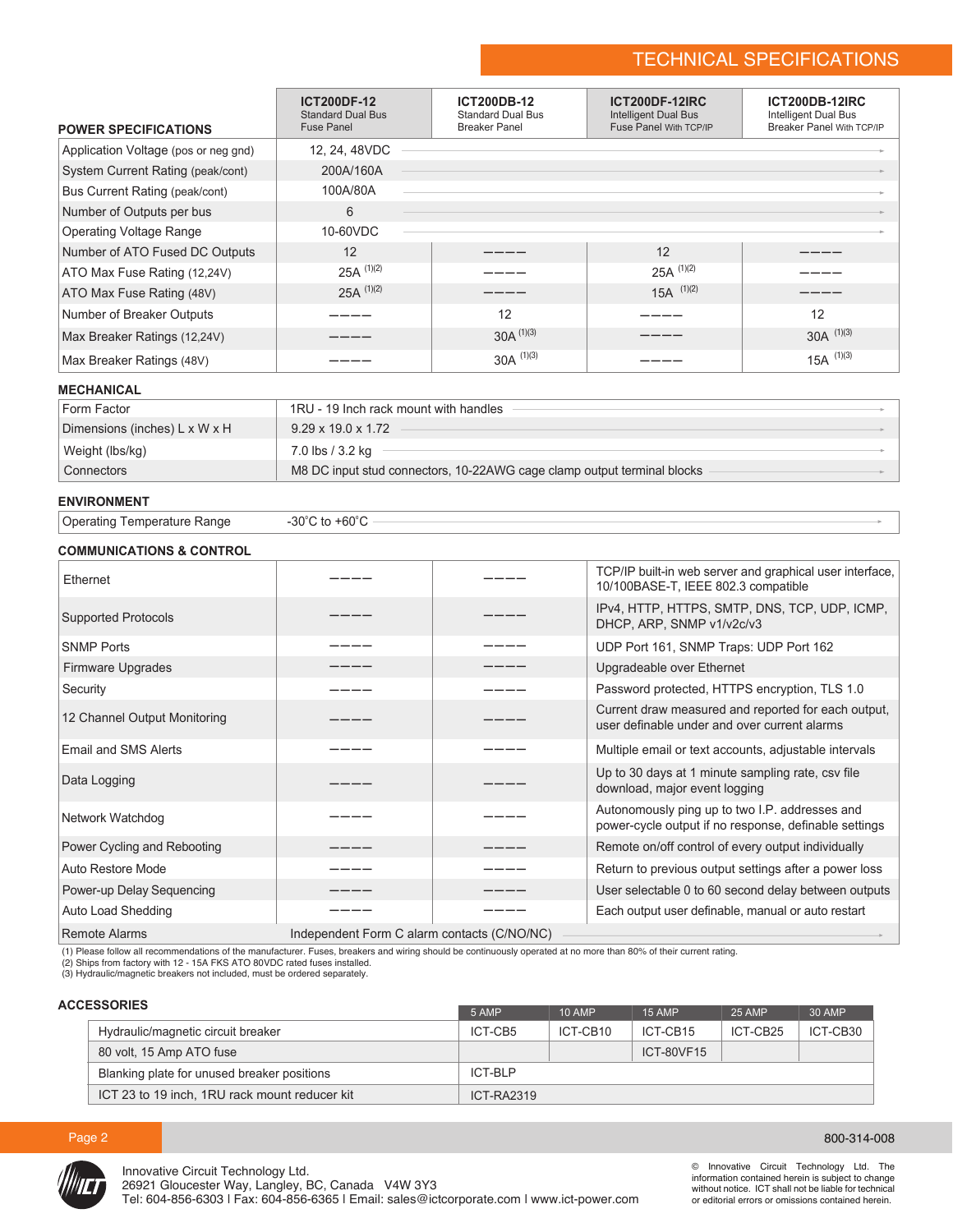## TECHNICAL SPECIFICATIONS

| POWER SPECIFICATIONS | ICT200DF-12 Standard Dual Bus Fuse Panel | ICT200DB-12 Standard Dual Bus Breaker Panel | ICT200DF-12IRC Intelligent Dual Bus Fuse Panel With TCP/IP | ICT200DB-12IRC Intelligent Dual Bus Breaker Panel With TCP/IP |
|---|---|---|---|---|
| Application Voltage (pos or neg gnd) | 12, 24, 48VDC | → | → | → |
| System Current Rating (peak/cont) | 200A/160A | → | → | → |
| Bus Current Rating (peak/cont) | 100A/80A | → | → | → |
| Number of Outputs per bus | 6 | → | → | → |
| Operating Voltage Range | 10-60VDC | → | → | → |
| Number of ATO Fused DC Outputs | 12 | ---- | 12 | ---- |
| ATO Max Fuse Rating (12,24V) | 25A [1][2] | ---- | 25A [1][2] | ---- |
| ATO Max Fuse Rating (48V) | 25A [1][2] | ---- | 15A [1][2] | ---- |
| Number of Breaker Outputs | ---- | 12 | ---- | 12 |
| Max Breaker Ratings (12,24V) | ---- | 30A [1][3] | ---- | 30A [1][3] |
| Max Breaker Ratings (48V) | ---- | 30A [1][3] | ---- | 15A [1][3] |

### MECHANICAL

| | |
|---|---|
| Form Factor | 1RU - 19 Inch rack mount with handles → |
| Dimensions (inches) L x W x H | 9.29 x 19.0 x 1.72 → |
| Weight (lbs/kg) | 7.0 lbs / 3.2 kg → |
| Connectors | M8 DC input stud connectors, 10-22AWG cage clamp output terminal blocks → |

### ENVIRONMENT

| | |
|---|---|
| Operating Temperature Range | -30˚C to +60˚C → |

### COMMUNICATIONS & CONTROL

| | ICT200DF-12 | ICT200DB-12 | ICT200DF-12IRC / ICT200DB-12IRC |
|---|---|---|---|
| Ethernet | ---- | ---- | TCP/IP built-in web server and graphical user interface, 10/100BASE-T, IEEE 802.3 compatible |
| Supported Protocols | ---- | ---- | IPv4, HTTP, HTTPS, SMTP, DNS, TCP, UDP, ICMP, DHCP, ARP, SNMP v1/v2c/v3 |
| SNMP Ports | ---- | ---- | UDP Port 161, SNMP Traps: UDP Port 162 |
| Firmware Upgrades | ---- | ---- | Upgradeable over Ethernet |
| Security | ---- | ---- | Password protected, HTTPS encryption, TLS 1.0 |
| 12 Channel Output Monitoring | ---- | ---- | Current draw measured and reported for each output, user definable under and over current alarms |
| Email and SMS Alerts | ---- | ---- | Multiple email or text accounts, adjustable intervals |
| Data Logging | ---- | ---- | Up to 30 days at 1 minute sampling rate, csv file download, major event logging |
| Network Watchdog | ---- | ---- | Autonomously ping up to two I.P. addresses and power-cycle output if no response, definable settings |
| Power Cycling and Rebooting | ---- | ---- | Remote on/off control of every output individually |
| Auto Restore Mode | ---- | ---- | Return to previous output settings after a power loss |
| Power-up Delay Sequencing | ---- | ---- | User selectable 0 to 60 second delay between outputs |
| Auto Load Shedding | ---- | ---- | Each output user definable, manual or auto restart |
| Remote Alarms | Independent Form C alarm contacts (C/NO/NC) → | → | → |

(1) Please follow all recommendations of the manufacturer. Fuses, breakers and wiring should be continuously operated at no more than 80% of their current rating.
(2) Ships from factory with 12 - 15A FKS ATO 80VDC rated fuses installed.
(3) Hydraulic/magnetic breakers not included, must be ordered separately.

### ACCESSORIES

| | 5 AMP | 10 AMP | 15 AMP | 25 AMP | 30 AMP |
|---|---|---|---|---|---|
| Hydraulic/magnetic circuit breaker | ICT-CB5 | ICT-CB10 | ICT-CB15 | ICT-CB25 | ICT-CB30 |
| 80 volt, 15 Amp ATO fuse | | | ICT-80VF15 | | |
| Blanking plate for unused breaker positions | ICT-BLP | | | | |
| ICT 23 to 19 inch, 1RU rack mount reducer kit | ICT-RA2319 | | | | |

800-314-008

Innovative Circuit Technology Ltd.
26921 Gloucester Way, Langley, BC, Canada V4W 3Y3
Tel: 604-856-6303 I Fax: 604-856-6365 I Email: sales@ictcorporate.com I www.ict-power.com

© Innovative Circuit Technology Ltd. The information contained herein is subject to change without notice. ICT shall not be liable for technical or editorial errors or omissions contained herein.